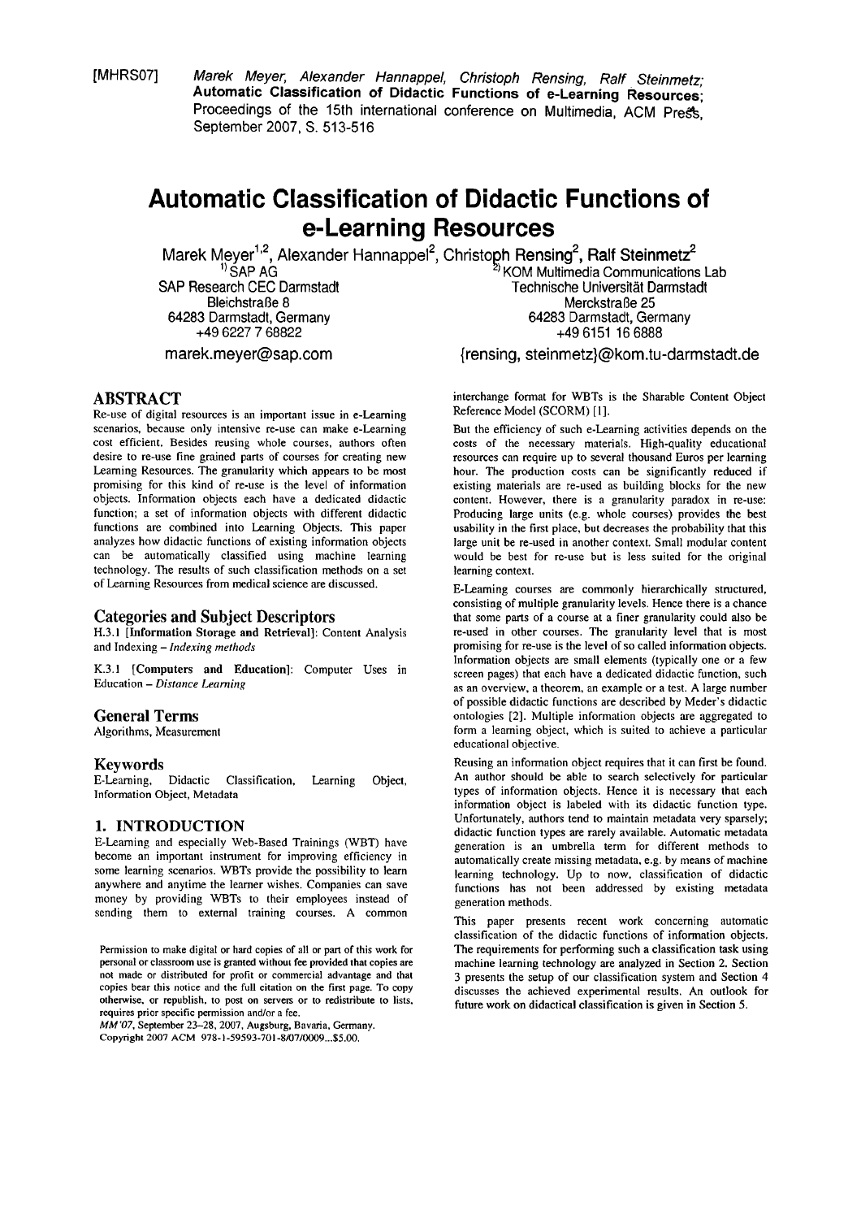[MHRS07] *Marek Meyer, Alexander Hannappel, Christoph Rensing, Ralf Steinmetz;* **Automatic Classification of Didactic Functions of e-Learning Resources;** Proceedings of the 15th international conference on Multimedia, ACM Press, September 2007, S. 513-516

# Automatic Classification of Didactic Functions of e-Learning Resources

Marek Meyer[1,2], Alexander Hannappel[2], Christoph Rensing[2], Ralf Steinmetz[2]

[1] SAP AG
SAP Research CEC Darmstadt
Bleichstraße 8
64283 Darmstadt, Germany
+49 6227 7 68822
marek.meyer@sap.com

[2] KOM Multimedia Communications Lab
Technische Universität Darmstadt
Merckstraße 25
64283 Darmstadt, Germany
+49 6151 16 6888
{rensing, steinmetz}@kom.tu-darmstadt.de

## ABSTRACT

Re-use of digital resources is an important issue in e-Learning scenarios, because only intensive re-use can make e-Learning cost efficient. Besides reusing whole courses, authors often desire to re-use fine grained parts of courses for creating new Learning Resources. The granularity which appears to be most promising for this kind of re-use is the level of information objects. Information objects each have a dedicated didactic function; a set of information objects with different didactic functions are combined into Learning Objects. This paper analyzes how didactic functions of existing information objects can be automatically classified using machine learning technology. The results of such classification methods on a set of Learning Resources from medical science are discussed.

## Categories and Subject Descriptors

H.3.1 [**Information Storage and Retrieval**]: Content Analysis and Indexing – *Indexing methods*

K.3.1 [**Computers and Education**]: Computer Uses in Education – *Distance Learning*

## General Terms

Algorithms, Measurement

## Keywords

E-Learning, Didactic Classification, Learning Object, Information Object, Metadata

## 1. INTRODUCTION

E-Learning and especially Web-Based Trainings (WBT) have become an important instrument for improving efficiency in some learning scenarios. WBTs provide the possibility to learn anywhere and anytime the learner wishes. Companies can save money by providing WBTs to their employees instead of sending them to external training courses. A common interchange format for WBTs is the Sharable Content Object Reference Model (SCORM) [1].

But the efficiency of such e-Learning activities depends on the costs of the necessary materials. High-quality educational resources can require up to several thousand Euros per learning hour. The production costs can be significantly reduced if existing materials are re-used as building blocks for the new content. However, there is a granularity paradox in re-use: Producing large units (e.g. whole courses) provides the best usability in the first place, but decreases the probability that this large unit be re-used in another context. Small modular content would be best for re-use but is less suited for the original learning context.

E-Learning courses are commonly hierarchically structured, consisting of multiple granularity levels. Hence there is a chance that some parts of a course at a finer granularity could also be re-used in other courses. The granularity level that is most promising for re-use is the level of so called information objects. Information objects are small elements (typically one or a few screen pages) that each have a dedicated didactic function, such as an overview, a theorem, an example or a test. A large number of possible didactic functions are described by Meder's didactic ontologies [2]. Multiple information objects are aggregated to form a learning object, which is suited to achieve a particular educational objective.

Reusing an information object requires that it can first be found. An author should be able to search selectively for particular types of information objects. Hence it is necessary that each information object is labeled with its didactic function type. Unfortunately, authors tend to maintain metadata very sparsely; didactic function types are rarely available. Automatic metadata generation is an umbrella term for different methods to automatically create missing metadata, e.g. by means of machine learning technology. Up to now, classification of didactic functions has not been addressed by existing metadata generation methods.

This paper presents recent work concerning automatic classification of the didactic functions of information objects. The requirements for performing such a classification task using machine learning technology are analyzed in Section 2. Section 3 presents the setup of our classification system and Section 4 discusses the achieved experimental results. An outlook for future work on didactical classification is given in Section 5.

Permission to make digital or hard copies of all or part of this work for personal or classroom use is granted without fee provided that copies are not made or distributed for profit or commercial advantage and that copies bear this notice and the full citation on the first page. To copy otherwise, or republish, to post on servers or to redistribute to lists, requires prior specific permission and/or a fee.
*MM'07*, September 23–28, 2007, Augsburg, Bavaria, Germany.
Copyright 2007 ACM 978-1-59593-701-8/07/0009...$5.00.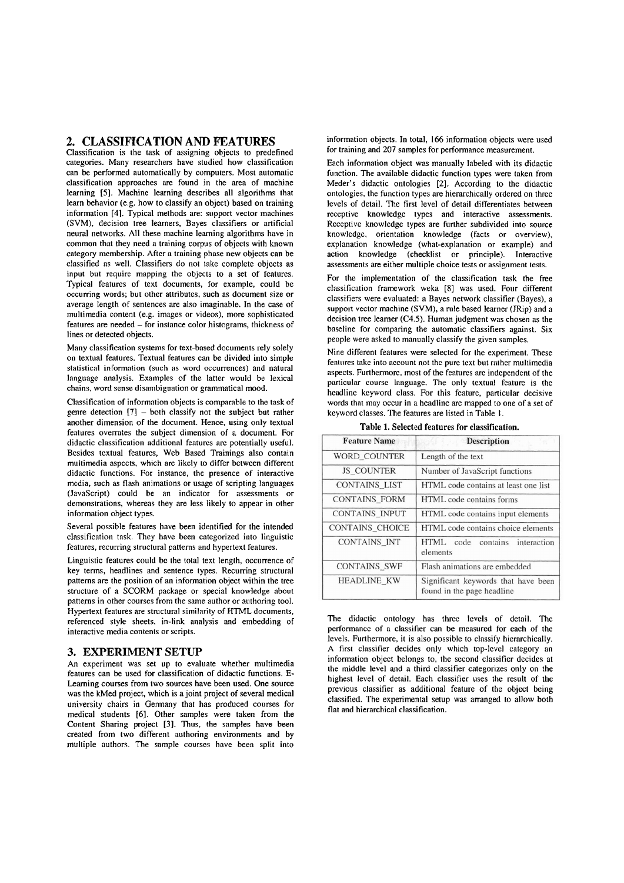## 2. CLASSIFICATION AND FEATURES

Classification is the task of assigning objects to predefined categories. Many researchers have studied how classification can be performed automatically by computers. Most automatic classification approaches are found in the area of machine learning [5]. Machine learning describes all algorithms that learn behavior (e.g. how to classify an object) based on training information [4]. Typical methods are: support vector machines (SVM), decision tree learners, Bayes classifiers or artificial neural networks. All these machine learning algorithms have in common that they need a training corpus of objects with known category membership. After a training phase new objects can be classified as well. Classifiers do not take complete objects as input but require mapping the objects to a set of features. Typical features of text documents, for example, could be occurring words; but other attributes, such as document size or average length of sentences are also imaginable. In the case of multimedia content (e.g. images or videos), more sophisticated features are needed – for instance color histograms, thickness of lines or detected objects.

Many classification systems for text-based documents rely solely on textual features. Textual features can be divided into simple statistical information (such as word occurrences) and natural language analysis. Examples of the latter would be lexical chains, word sense disambiguation or grammatical mood.

Classification of information objects is comparable to the task of genre detection [7] – both classify not the subject but rather another dimension of the document. Hence, using only textual features overrates the subject dimension of a document. For didactic classification additional features are potentially useful. Besides textual features, Web Based Trainings also contain multimedia aspects, which are likely to differ between different didactic functions. For instance, the presence of interactive media, such as flash animations or usage of scripting languages (JavaScript) could be an indicator for assessments or demonstrations, whereas they are less likely to appear in other information object types.

Several possible features have been identified for the intended classification task. They have been categorized into linguistic features, recurring structural patterns and hypertext features.

Linguistic features could be the total text length, occurrence of key terms, headlines and sentence types. Recurring structural patterns are the position of an information object within the tree structure of a SCORM package or special knowledge about patterns in other courses from the same author or authoring tool. Hypertext features are structural similarity of HTML documents, referenced style sheets, in-link analysis and embedding of interactive media contents or scripts.

## 3. EXPERIMENT SETUP

An experiment was set up to evaluate whether multimedia features can be used for classification of didactic functions. E-Learning courses from two sources have been used. One source was the kMed project, which is a joint project of several medical university chairs in Germany that has produced courses for medical students [6]. Other samples were taken from the Content Sharing project [3]. Thus, the samples have been created from two different authoring environments and by multiple authors. The sample courses have been split into information objects. In total, 166 information objects were used for training and 207 samples for performance measurement.

Each information object was manually labeled with its didactic function. The available didactic function types were taken from Meder's didactic ontologies [2]. According to the didactic ontologies, the function types are hierarchically ordered on three levels of detail. The first level of detail differentiates between receptive knowledge types and interactive assessments. Receptive knowledge types are further subdivided into source knowledge, orientation knowledge (facts or overview), explanation knowledge (what-explanation or example) and action knowledge (checklist or principle). Interactive assessments are either multiple choice tests or assignment tests.

For the implementation of the classification task the free classification framework weka [8] was used. Four different classifiers were evaluated: a Bayes network classifier (Bayes), a support vector machine (SVM), a rule based learner (JRip) and a decision tree learner (C4.5). Human judgment was chosen as the baseline for comparing the automatic classifiers against. Six people were asked to manually classify the given samples.

Nine different features were selected for the experiment. These features take into account not the pure text but rather multimedia aspects. Furthermore, most of the features are independent of the particular course language. The only textual feature is the headline keyword class. For this feature, particular decisive words that may occur in a headline are mapped to one of a set of keyword classes. The features are listed in Table 1.

**Table 1. Selected features for classification.**

| Feature Name | Description |
|---|---|
| WORD_COUNTER | Length of the text |
| JS_COUNTER | Number of JavaScript functions |
| CONTAINS_LIST | HTML code contains at least one list |
| CONTAINS_FORM | HTML code contains forms |
| CONTAINS_INPUT | HTML code contains input elements |
| CONTAINS_CHOICE | HTML code contains choice elements |
| CONTAINS_INT | HTML code contains interaction elements |
| CONTAINS_SWF | Flash animations are embedded |
| HEADLINE_KW | Significant keywords that have been found in the page headline |

The didactic ontology has three levels of detail. The performance of a classifier can be measured for each of the levels. Furthermore, it is also possible to classify hierarchically. A first classifier decides only which top-level category an information object belongs to, the second classifier decides at the middle level and a third classifier categorizes only on the highest level of detail. Each classifier uses the result of the previous classifier as additional feature of the object being classified. The experimental setup was arranged to allow both flat and hierarchical classification.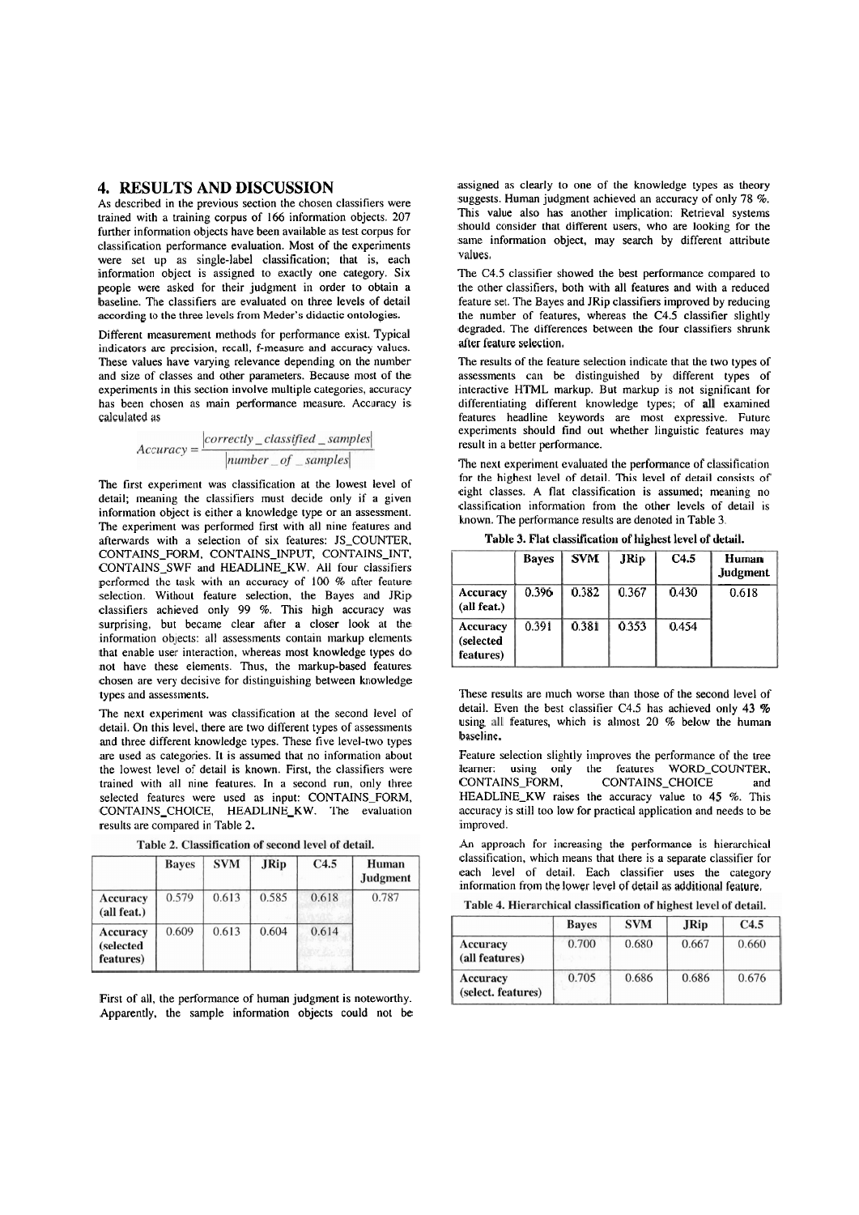## 4. RESULTS AND DISCUSSION

As described in the previous section the chosen classifiers were trained with a training corpus of 166 information objects. 207 further information objects have been available as test corpus for classification performance evaluation. Most of the experiments were set up as single-label classification; that is, each information object is assigned to exactly one category. Six people were asked for their judgment in order to obtain a baseline. The classifiers are evaluated on three levels of detail according to the three levels from Meder's didactic ontologies.

Different measurement methods for performance exist. Typical indicators are precision, recall, f-measure and accuracy values. These values have varying relevance depending on the number and size of classes and other parameters. Because most of the experiments in this section involve multiple categories, accuracy has been chosen as main performance measure. Accuracy is calculated as

$$Accuracy = \frac{|correctly\_classified\_samples|}{|number\_of\_samples|}$$

The first experiment was classification at the lowest level of detail; meaning the classifiers must decide only if a given information object is either a knowledge type or an assessment. The experiment was performed first with all nine features and afterwards with a selection of six features: JS_COUNTER, CONTAINS_FORM, CONTAINS_INPUT, CONTAINS_INT, CONTAINS_SWF and HEADLINE_KW. All four classifiers performed the task with an accuracy of 100 % after feature selection. Without feature selection, the Bayes and JRip classifiers achieved only 99 %. This high accuracy was surprising, but became clear after a closer look at the information objects: all assessments contain markup elements that enable user interaction, whereas most knowledge types do not have these elements. Thus, the markup-based features chosen are very decisive for distinguishing between knowledge types and assessments.

The next experiment was classification at the second level of detail. On this level, there are two different types of assessments and three different knowledge types. These five level-two types are used as categories. It is assumed that no information about the lowest level of detail is known. First, the classifiers were trained with all nine features. In a second run, only three selected features were used as input: CONTAINS_FORM, CONTAINS_CHOICE, HEADLINE_KW. The evaluation results are compared in Table 2.

**Table 2. Classification of second level of detail.**

| | Bayes | SVM | JRip | C4.5 | Human Judgment |
|---|---|---|---|---|---|
| Accuracy (all feat.) | 0.579 | 0.613 | 0.585 | 0.618 | 0.787 |
| Accuracy (selected features) | 0.609 | 0.613 | 0.604 | 0.614 | |

First of all, the performance of human judgment is noteworthy. Apparently, the sample information objects could not be assigned as clearly to one of the knowledge types as theory suggests. Human judgment achieved an accuracy of only 78 %. This value also has another implication: Retrieval systems should consider that different users, who are looking for the same information object, may search by different attribute values.

The C4.5 classifier showed the best performance compared to the other classifiers, both with all features and with a reduced feature set. The Bayes and JRip classifiers improved by reducing the number of features, whereas the C4.5 classifier slightly degraded. The differences between the four classifiers shrunk after feature selection.

The results of the feature selection indicate that the two types of assessments can be distinguished by different types of interactive HTML markup. But markup is not significant for differentiating different knowledge types; of all examined features headline keywords are most expressive. Future experiments should find out whether linguistic features may result in a better performance.

The next experiment evaluated the performance of classification for the highest level of detail. This level of detail consists of eight classes. A flat classification is assumed; meaning no classification information from the other levels of detail is known. The performance results are denoted in Table 3.

**Table 3. Flat classification of highest level of detail.**

| | Bayes | SVM | JRip | C4.5 | Human Judgment |
|---|---|---|---|---|---|
| Accuracy (all feat.) | 0.396 | 0.382 | 0.367 | 0.430 | 0.618 |
| Accuracy (selected features) | 0.391 | 0.381 | 0.353 | 0.454 | |

These results are much worse than those of the second level of detail. Even the best classifier C4.5 has achieved only 43 % using all features, which is almost 20 % below the human baseline.

Feature selection slightly improves the performance of the tree learner: using only the features WORD_COUNTER, CONTAINS_FORM, CONTAINS_CHOICE and HEADLINE_KW raises the accuracy value to 45 %. This accuracy is still too low for practical application and needs to be improved.

An approach for increasing the performance is hierarchical classification, which means that there is a separate classifier for each level of detail. Each classifier uses the category information from the lower level of detail as additional feature.

**Table 4. Hierarchical classification of highest level of detail.**

| | Bayes | SVM | JRip | C4.5 |
|---|---|---|---|---|
| Accuracy (all features) | 0.700 | 0.680 | 0.667 | 0.660 |
| Accuracy (select. features) | 0.705 | 0.686 | 0.686 | 0.676 |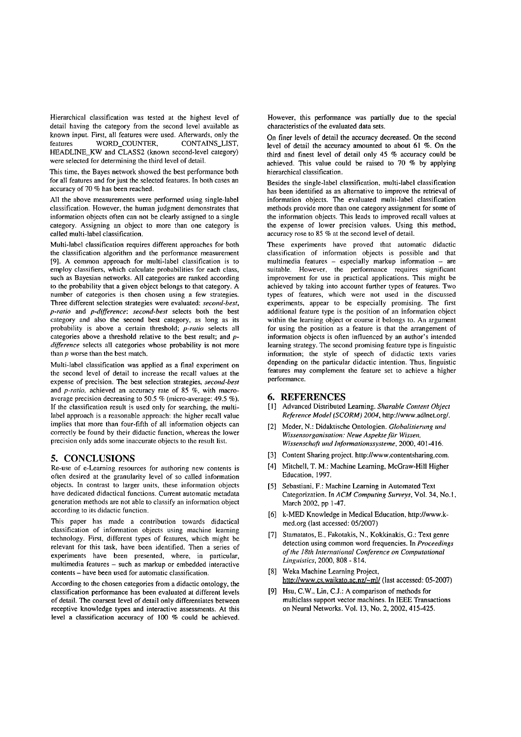Hierarchical classification was tested at the highest level of detail having the category from the second level available as known input. First, all features were used. Afterwards, only the features WORD_COUNTER, CONTAINS_LIST, HEADLINE_KW and CLASS2 (known second-level category) were selected for determining the third level of detail.

This time, the Bayes network showed the best performance both for all features and for just the selected features. In both cases an accuracy of 70 % has been reached.

All the above measurements were performed using single-label classification. However, the human judgment demonstrates that information objects often can not be clearly assigned to a single category. Assigning an object to more than one category is called multi-label classification.

Multi-label classification requires different approaches for both the classification algorithm and the performance measurement [9]. A common approach for multi-label classification is to employ classifiers, which calculate probabilities for each class, such as Bayesian networks. All categories are ranked according to the probability that a given object belongs to that category. A number of categories is then chosen using a few strategies. Three different selection strategies were evaluated: *second-best*, *p-ratio* and *p-difference*: *second-best* selects both the best category and also the second best category, as long as its probability is above a certain threshold; *p-ratio* selects all categories above a threshold relative to the best result; and *p-difference* selects all categories whose probability is not more than *p* worse than the best match.

Multi-label classification was applied as a final experiment on the second level of detail to increase the recall values at the expense of precision. The best selection strategies, *second-best* and *p-ratio*, achieved an accuracy rate of 85 %, with macro-average precision decreasing to 50.5 % (micro-average: 49.5 %). If the classification result is used only for searching, the multi-label approach is a reasonable approach: the higher recall value implies that more than four-fifth of all information objects can correctly be found by their didactic function, whereas the lower precision only adds some inaccurate objects to the result list.

## 5. CONCLUSIONS

Re-use of e-Learning resources for authoring new contents is often desired at the granularity level of so called information objects. In contrast to larger units, these information objects have dedicated didactical functions. Current automatic metadata generation methods are not able to classify an information object according to its didactic function.

This paper has made a contribution towards didactical classification of information objects using machine learning technology. First, different types of features, which might be relevant for this task, have been identified. Then a series of experiments have been presented, where, in particular, multimedia features – such as markup or embedded interactive contents – have been used for automatic classification.

According to the chosen categories from a didactic ontology, the classification performance has been evaluated at different levels of detail. The coarsest level of detail only differentiates between receptive knowledge types and interactive assessments. At this level a classification accuracy of 100 % could be achieved. However, this performance was partially due to the special characteristics of the evaluated data sets.

On finer levels of detail the accuracy decreased. On the second level of detail the accuracy amounted to about 61 %. On the third and finest level of detail only 45 % accuracy could be achieved. This value could be raised to 70 % by applying hierarchical classification.

Besides the single-label classification, multi-label classification has been identified as an alternative to improve the retrieval of information objects. The evaluated multi-label classification methods provide more than one category assignment for some of the information objects. This leads to improved recall values at the expense of lower precision values. Using this method, accuracy rose to 85 % at the second level of detail.

These experiments have proved that automatic didactic classification of information objects is possible and that multimedia features – especially markup information – are suitable. However, the performance requires significant improvement for use in practical applications. This might be achieved by taking into account further types of features. Two types of features, which were not used in the discussed experiments, appear to be especially promising. The first additional feature type is the position of an information object within the learning object or course it belongs to. An argument for using the position as a feature is that the arrangement of information objects is often influenced by an author's intended learning strategy. The second promising feature type is linguistic information; the style of speech of didactic texts varies depending on the particular didactic intention. Thus, linguistic features may complement the feature set to achieve a higher performance.

## 6. REFERENCES

[1] Advanced Distributed Learning. *Sharable Content Object Reference Model (SCORM) 2004*, http://www.adlnet.org/.

[2] Meder, N.: Didaktische Ontologien. *Globalisierung und Wissensorganisation: Neue Aspekte für Wissen, Wissenschaft und Informationssysteme*, 2000, 401-416.

[3] Content Sharing project. http://www.contentsharing.com.

[4] Mitchell, T. M.: Machine Learning, McGraw-Hill Higher Education, 1997.

[5] Sebastiani, F.: Machine Learning in Automated Text Categorization. In *ACM Computing Surveys*, Vol. 34, No.1, March 2002, pp 1-47.

[6] k-MED Knowledge in Medical Education, http://www.k-med.org (last accessed: 05/2007)

[7] Stamatatos, E., Fakotakis, N., Kokkinakis, G.: Text genre detection using common word frequencies. In *Proceedings of the 18th International Conference on Computational Linguistics*, 2000, 808 - 814.

[8] Weka Machine Learning Project, http://www.cs.waikato.ac.nz/~ml/ (last accessed: 05-2007)

[9] Hsu, C.W., Lin, C.J.: A comparison of methods for multiclass support vector machines. In IEEE Transactions on Neural Networks, Vol. 13, No. 2, 2002, 415-425.